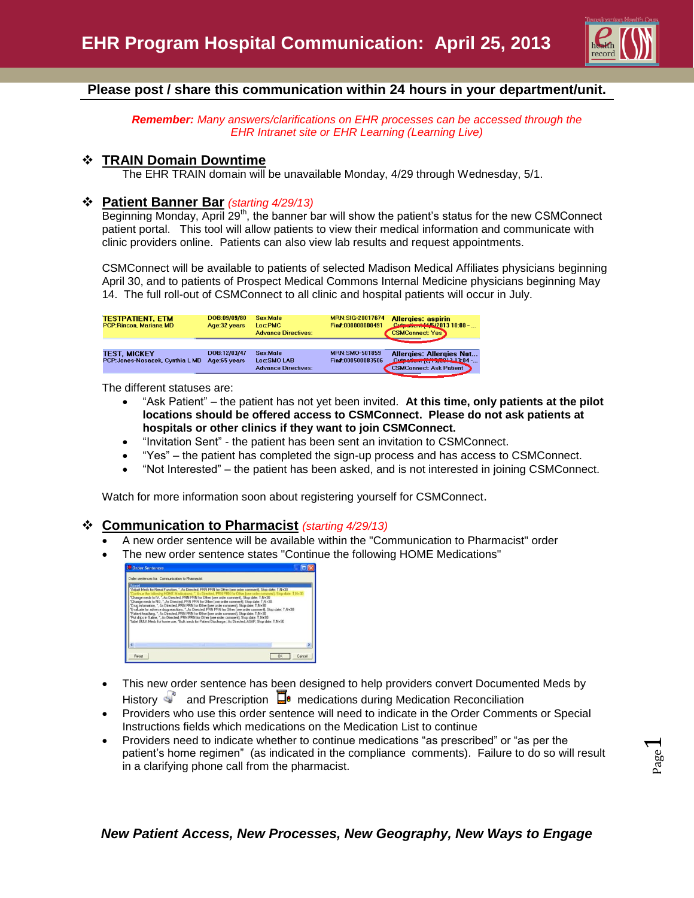# EHR Program Hospital Communication: April 25, 2013

**Please post / share this communication within 24 hours in your department/unit.**

***Remember:*** *Many answers/clarifications on EHR processes can be accessed through the EHR Intranet site or EHR Learning (Learning Live)*

## TRAIN Domain Downtime

The EHR TRAIN domain will be unavailable Monday, 4/29 through Wednesday, 5/1.

## Patient Banner Bar *(starting 4/29/13)*

Beginning Monday, April 29th, the banner bar will show the patient's status for the new CSMConnect patient portal. This tool will allow patients to view their medical information and communicate with clinic providers online. Patients can also view lab results and request appointments.

CSMConnect will be available to patients of selected Madison Medical Affiliates physicians beginning April 30, and to patients of Prospect Medical Commons Internal Medicine physicians beginning May 14. The full roll-out of CSMConnect to all clinic and hospital patients will occur in July.

The different statuses are:

- "Ask Patient" – the patient has not yet been invited. **At this time, only patients at the pilot locations should be offered access to CSMConnect. Please do not ask patients at hospitals or other clinics if they want to join CSMConnect.**
- "Invitation Sent" - the patient has been sent an invitation to CSMConnect.
- "Yes" – the patient has completed the sign-up process and has access to CSMConnect.
- "Not Interested" – the patient has been asked, and is not interested in joining CSMConnect.

Watch for more information soon about registering yourself for CSMConnect.

## Communication to Pharmacist *(starting 4/29/13)*

- A new order sentence will be available within the "Communication to Pharmacist" order
- The new order sentence states "Continue the following HOME Medications"

- This new order sentence has been designed to help providers convert Documented Meds by History and Prescription medications during Medication Reconciliation
- Providers who use this order sentence will need to indicate in the Order Comments or Special Instructions fields which medications on the Medication List to continue
- Providers need to indicate whether to continue medications "as prescribed" or "as per the patient's home regimen" (as indicated in the compliance comments). Failure to do so will result in a clarifying phone call from the pharmacist.

***New Patient Access, New Processes, New Geography, New Ways to Engage***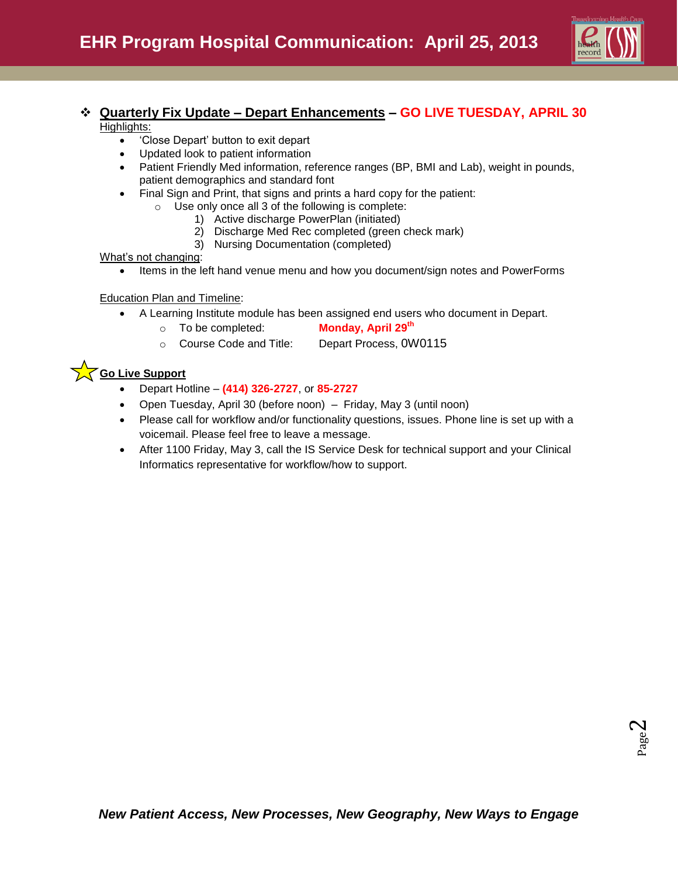# EHR Program Hospital Communication: April 25, 2013

- **Quarterly Fix Update – Depart Enhancements – GO LIVE TUESDAY, APRIL 30**

Highlights:

- 'Close Depart' button to exit depart
- Updated look to patient information
- Patient Friendly Med information, reference ranges (BP, BMI and Lab), weight in pounds, patient demographics and standard font
- Final Sign and Print, that signs and prints a hard copy for the patient:
  - Use only once all 3 of the following is complete:
    1) Active discharge PowerPlan (initiated)
    2) Discharge Med Rec completed (green check mark)
    3) Nursing Documentation (completed)

What's not changing:

- Items in the left hand venue menu and how you document/sign notes and PowerForms

Education Plan and Timeline:

- A Learning Institute module has been assigned end users who document in Depart.
  - To be completed: **Monday, April 29th**
  - Course Code and Title: Depart Process, 0W0115

**Go Live Support**

- Depart Hotline – **(414) 326-2727**, or **85-2727**
- Open Tuesday, April 30 (before noon) – Friday, May 3 (until noon)
- Please call for workflow and/or functionality questions, issues. Phone line is set up with a voicemail. Please feel free to leave a message.
- After 1100 Friday, May 3, call the IS Service Desk for technical support and your Clinical Informatics representative for workflow/how to support.

*New Patient Access, New Processes, New Geography, New Ways to Engage*